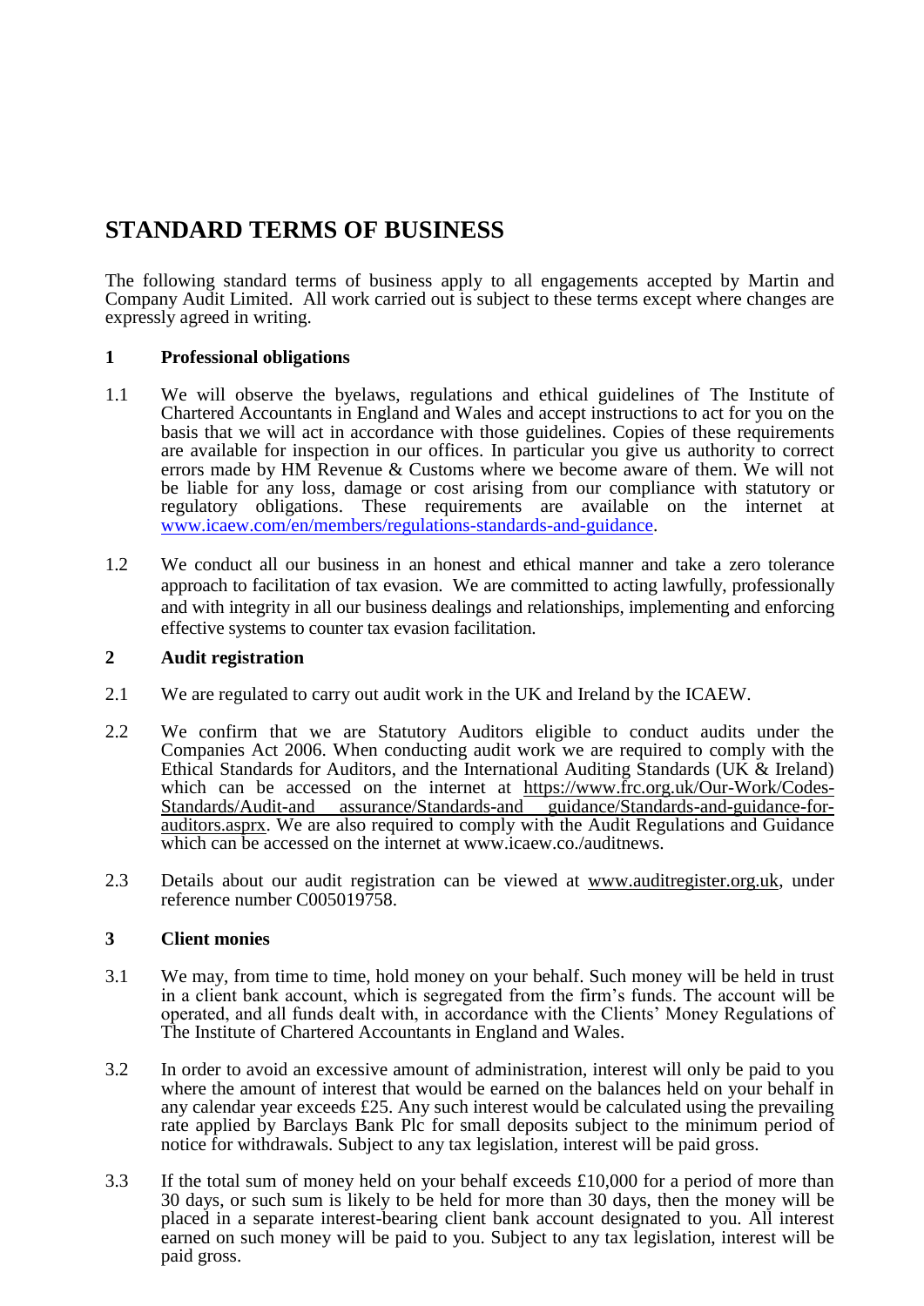# STANDARD TERMS OF BUSINESS

The following standard terms of business apply to all engagements accepted by Martin and Company Audit Limited. All work carried out is subject to these terms except where changes are expressly agreed in writing.

## 1 Professional obligations

1.1 We will observe the byelaws, regulations and ethical guidelines of The Institute of Chartered Accountants in England and Wales and accept instructions to act for you on the basis that we will act in accordance with those guidelines. Copies of these requirements are available for inspection in our offices. In particular you give us authority to correct errors made by HM Revenue & Customs where we become aware of them. We will not be liable for any loss, damage or cost arising from our compliance with statutory or regulatory obligations. These requirements are available on the internet at www.icaew.com/en/members/regulations-standards-and-guidance.

1.2 We conduct all our business in an honest and ethical manner and take a zero tolerance approach to facilitation of tax evasion. We are committed to acting lawfully, professionally and with integrity in all our business dealings and relationships, implementing and enforcing effective systems to counter tax evasion facilitation.

## 2 Audit registration

2.1 We are regulated to carry out audit work in the UK and Ireland by the ICAEW.

2.2 We confirm that we are Statutory Auditors eligible to conduct audits under the Companies Act 2006. When conducting audit work we are required to comply with the Ethical Standards for Auditors, and the International Auditing Standards (UK & Ireland) which can be accessed on the internet at https://www.frc.org.uk/Our-Work/Codes-Standards/Audit-and assurance/Standards-and guidance/Standards-and-guidance-for-auditors.asprx. We are also required to comply with the Audit Regulations and Guidance which can be accessed on the internet at www.icaew.co./auditnews.

2.3 Details about our audit registration can be viewed at www.auditregister.org.uk, under reference number C005019758.

## 3 Client monies

3.1 We may, from time to time, hold money on your behalf. Such money will be held in trust in a client bank account, which is segregated from the firm's funds. The account will be operated, and all funds dealt with, in accordance with the Clients' Money Regulations of The Institute of Chartered Accountants in England and Wales.

3.2 In order to avoid an excessive amount of administration, interest will only be paid to you where the amount of interest that would be earned on the balances held on your behalf in any calendar year exceeds £25. Any such interest would be calculated using the prevailing rate applied by Barclays Bank Plc for small deposits subject to the minimum period of notice for withdrawals. Subject to any tax legislation, interest will be paid gross.

3.3 If the total sum of money held on your behalf exceeds £10,000 for a period of more than 30 days, or such sum is likely to be held for more than 30 days, then the money will be placed in a separate interest-bearing client bank account designated to you. All interest earned on such money will be paid to you. Subject to any tax legislation, interest will be paid gross.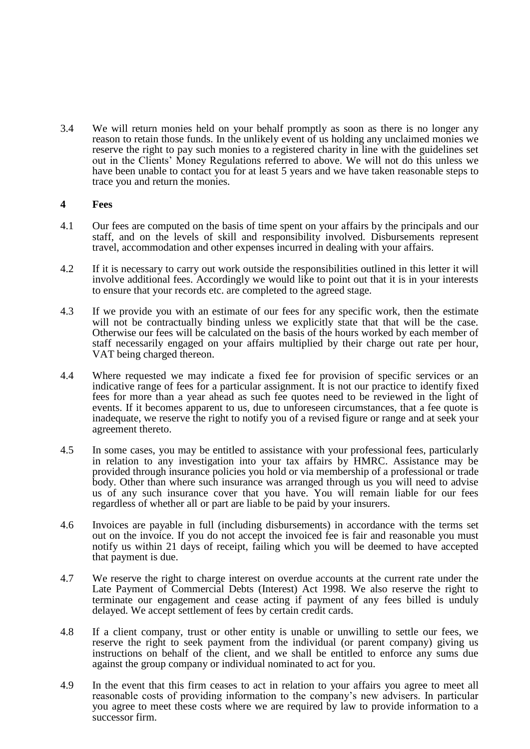3.4 We will return monies held on your behalf promptly as soon as there is no longer any reason to retain those funds. In the unlikely event of us holding any unclaimed monies we reserve the right to pay such monies to a registered charity in line with the guidelines set out in the Clients' Money Regulations referred to above. We will not do this unless we have been unable to contact you for at least 5 years and we have taken reasonable steps to trace you and return the monies.

## 4 Fees

4.1 Our fees are computed on the basis of time spent on your affairs by the principals and our staff, and on the levels of skill and responsibility involved. Disbursements represent travel, accommodation and other expenses incurred in dealing with your affairs.

4.2 If it is necessary to carry out work outside the responsibilities outlined in this letter it will involve additional fees. Accordingly we would like to point out that it is in your interests to ensure that your records etc. are completed to the agreed stage.

4.3 If we provide you with an estimate of our fees for any specific work, then the estimate will not be contractually binding unless we explicitly state that that will be the case. Otherwise our fees will be calculated on the basis of the hours worked by each member of staff necessarily engaged on your affairs multiplied by their charge out rate per hour, VAT being charged thereon.

4.4 Where requested we may indicate a fixed fee for provision of specific services or an indicative range of fees for a particular assignment. It is not our practice to identify fixed fees for more than a year ahead as such fee quotes need to be reviewed in the light of events. If it becomes apparent to us, due to unforeseen circumstances, that a fee quote is inadequate, we reserve the right to notify you of a revised figure or range and at seek your agreement thereto.

4.5 In some cases, you may be entitled to assistance with your professional fees, particularly in relation to any investigation into your tax affairs by HMRC. Assistance may be provided through insurance policies you hold or via membership of a professional or trade body. Other than where such insurance was arranged through us you will need to advise us of any such insurance cover that you have. You will remain liable for our fees regardless of whether all or part are liable to be paid by your insurers.

4.6 Invoices are payable in full (including disbursements) in accordance with the terms set out on the invoice. If you do not accept the invoiced fee is fair and reasonable you must notify us within 21 days of receipt, failing which you will be deemed to have accepted that payment is due.

4.7 We reserve the right to charge interest on overdue accounts at the current rate under the Late Payment of Commercial Debts (Interest) Act 1998. We also reserve the right to terminate our engagement and cease acting if payment of any fees billed is unduly delayed. We accept settlement of fees by certain credit cards.

4.8 If a client company, trust or other entity is unable or unwilling to settle our fees, we reserve the right to seek payment from the individual (or parent company) giving us instructions on behalf of the client, and we shall be entitled to enforce any sums due against the group company or individual nominated to act for you.

4.9 In the event that this firm ceases to act in relation to your affairs you agree to meet all reasonable costs of providing information to the company's new advisers. In particular you agree to meet these costs where we are required by law to provide information to a successor firm.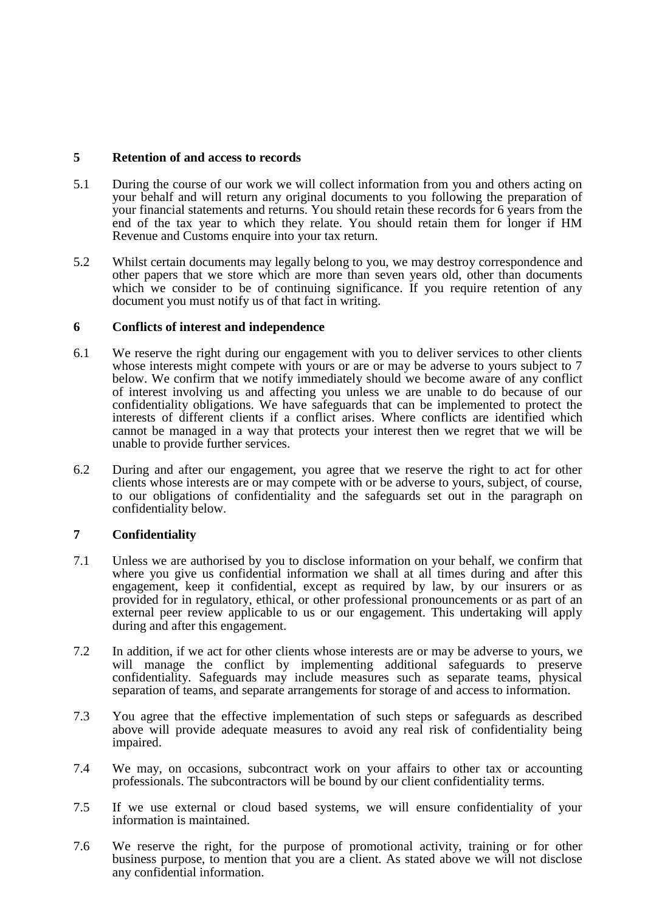## 5 Retention of and access to records

5.1 During the course of our work we will collect information from you and others acting on your behalf and will return any original documents to you following the preparation of your financial statements and returns. You should retain these records for 6 years from the end of the tax year to which they relate. You should retain them for longer if HM Revenue and Customs enquire into your tax return.

5.2 Whilst certain documents may legally belong to you, we may destroy correspondence and other papers that we store which are more than seven years old, other than documents which we consider to be of continuing significance. If you require retention of any document you must notify us of that fact in writing.

## 6 Conflicts of interest and independence

6.1 We reserve the right during our engagement with you to deliver services to other clients whose interests might compete with yours or are or may be adverse to yours subject to 7 below. We confirm that we notify immediately should we become aware of any conflict of interest involving us and affecting you unless we are unable to do because of our confidentiality obligations. We have safeguards that can be implemented to protect the interests of different clients if a conflict arises. Where conflicts are identified which cannot be managed in a way that protects your interest then we regret that we will be unable to provide further services.

6.2 During and after our engagement, you agree that we reserve the right to act for other clients whose interests are or may compete with or be adverse to yours, subject, of course, to our obligations of confidentiality and the safeguards set out in the paragraph on confidentiality below.

## 7 Confidentiality

7.1 Unless we are authorised by you to disclose information on your behalf, we confirm that where you give us confidential information we shall at all times during and after this engagement, keep it confidential, except as required by law, by our insurers or as provided for in regulatory, ethical, or other professional pronouncements or as part of an external peer review applicable to us or our engagement. This undertaking will apply during and after this engagement.

7.2 In addition, if we act for other clients whose interests are or may be adverse to yours, we will manage the conflict by implementing additional safeguards to preserve confidentiality. Safeguards may include measures such as separate teams, physical separation of teams, and separate arrangements for storage of and access to information.

7.3 You agree that the effective implementation of such steps or safeguards as described above will provide adequate measures to avoid any real risk of confidentiality being impaired.

7.4 We may, on occasions, subcontract work on your affairs to other tax or accounting professionals. The subcontractors will be bound by our client confidentiality terms.

7.5 If we use external or cloud based systems, we will ensure confidentiality of your information is maintained.

7.6 We reserve the right, for the purpose of promotional activity, training or for other business purpose, to mention that you are a client. As stated above we will not disclose any confidential information.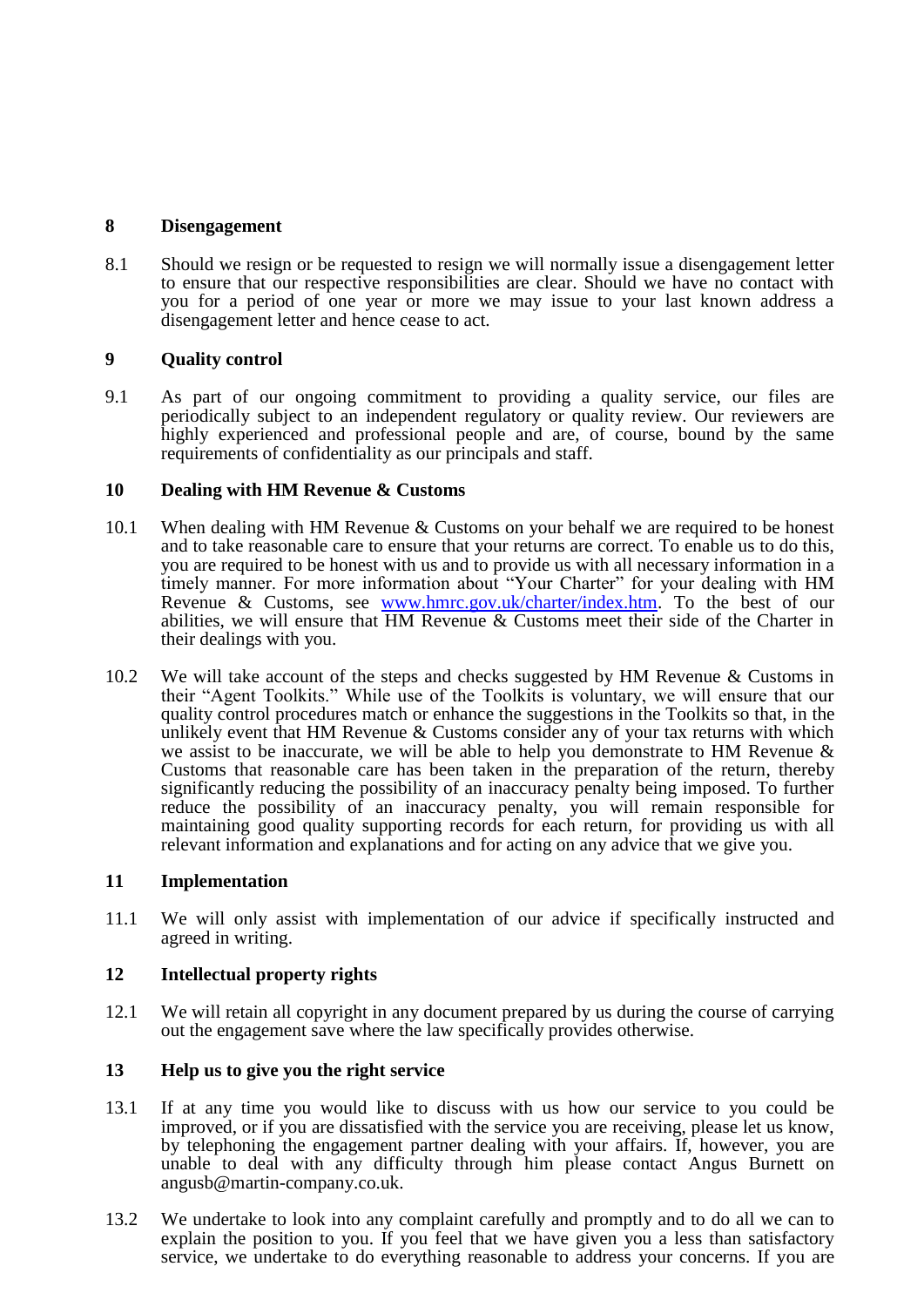## 8 Disengagement

8.1 Should we resign or be requested to resign we will normally issue a disengagement letter to ensure that our respective responsibilities are clear. Should we have no contact with you for a period of one year or more we may issue to your last known address a disengagement letter and hence cease to act.

## 9 Quality control

9.1 As part of our ongoing commitment to providing a quality service, our files are periodically subject to an independent regulatory or quality review. Our reviewers are highly experienced and professional people and are, of course, bound by the same requirements of confidentiality as our principals and staff.

## 10 Dealing with HM Revenue & Customs

10.1 When dealing with HM Revenue & Customs on your behalf we are required to be honest and to take reasonable care to ensure that your returns are correct. To enable us to do this, you are required to be honest with us and to provide us with all necessary information in a timely manner. For more information about "Your Charter" for your dealing with HM Revenue & Customs, see [www.hmrc.gov.uk/charter/index.htm](http://www.hmrc.gov.uk/charter/index.htm). To the best of our abilities, we will ensure that HM Revenue & Customs meet their side of the Charter in their dealings with you.

10.2 We will take account of the steps and checks suggested by HM Revenue & Customs in their "Agent Toolkits." While use of the Toolkits is voluntary, we will ensure that our quality control procedures match or enhance the suggestions in the Toolkits so that, in the unlikely event that HM Revenue & Customs consider any of your tax returns with which we assist to be inaccurate, we will be able to help you demonstrate to HM Revenue & Customs that reasonable care has been taken in the preparation of the return, thereby significantly reducing the possibility of an inaccuracy penalty being imposed. To further reduce the possibility of an inaccuracy penalty, you will remain responsible for maintaining good quality supporting records for each return, for providing us with all relevant information and explanations and for acting on any advice that we give you.

## 11 Implementation

11.1 We will only assist with implementation of our advice if specifically instructed and agreed in writing.

## 12 Intellectual property rights

12.1 We will retain all copyright in any document prepared by us during the course of carrying out the engagement save where the law specifically provides otherwise.

## 13 Help us to give you the right service

13.1 If at any time you would like to discuss with us how our service to you could be improved, or if you are dissatisfied with the service you are receiving, please let us know, by telephoning the engagement partner dealing with your affairs. If, however, you are unable to deal with any difficulty through him please contact Angus Burnett on angusb@martin-company.co.uk.

13.2 We undertake to look into any complaint carefully and promptly and to do all we can to explain the position to you. If you feel that we have given you a less than satisfactory service, we undertake to do everything reasonable to address your concerns. If you are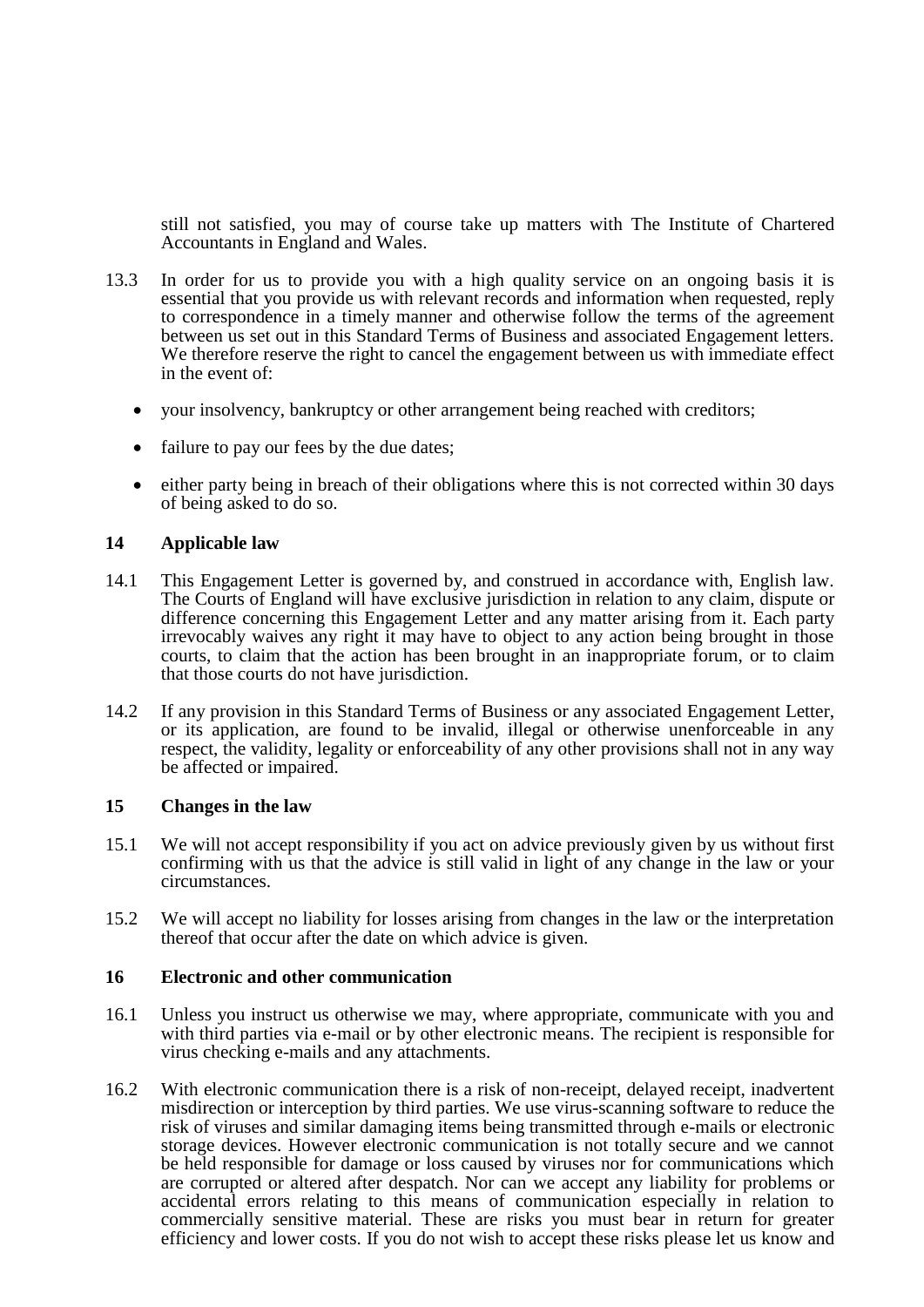still not satisfied, you may of course take up matters with The Institute of Chartered Accountants in England and Wales.

13.3 In order for us to provide you with a high quality service on an ongoing basis it is essential that you provide us with relevant records and information when requested, reply to correspondence in a timely manner and otherwise follow the terms of the agreement between us set out in this Standard Terms of Business and associated Engagement letters. We therefore reserve the right to cancel the engagement between us with immediate effect in the event of:

- your insolvency, bankruptcy or other arrangement being reached with creditors;
- failure to pay our fees by the due dates;
- either party being in breach of their obligations where this is not corrected within 30 days of being asked to do so.

## 14 Applicable law

14.1 This Engagement Letter is governed by, and construed in accordance with, English law. The Courts of England will have exclusive jurisdiction in relation to any claim, dispute or difference concerning this Engagement Letter and any matter arising from it. Each party irrevocably waives any right it may have to object to any action being brought in those courts, to claim that the action has been brought in an inappropriate forum, or to claim that those courts do not have jurisdiction.

14.2 If any provision in this Standard Terms of Business or any associated Engagement Letter, or its application, are found to be invalid, illegal or otherwise unenforceable in any respect, the validity, legality or enforceability of any other provisions shall not in any way be affected or impaired.

## 15 Changes in the law

15.1 We will not accept responsibility if you act on advice previously given by us without first confirming with us that the advice is still valid in light of any change in the law or your circumstances.

15.2 We will accept no liability for losses arising from changes in the law or the interpretation thereof that occur after the date on which advice is given.

## 16 Electronic and other communication

16.1 Unless you instruct us otherwise we may, where appropriate, communicate with you and with third parties via e-mail or by other electronic means. The recipient is responsible for virus checking e-mails and any attachments.

16.2 With electronic communication there is a risk of non-receipt, delayed receipt, inadvertent misdirection or interception by third parties. We use virus-scanning software to reduce the risk of viruses and similar damaging items being transmitted through e-mails or electronic storage devices. However electronic communication is not totally secure and we cannot be held responsible for damage or loss caused by viruses nor for communications which are corrupted or altered after despatch. Nor can we accept any liability for problems or accidental errors relating to this means of communication especially in relation to commercially sensitive material. These are risks you must bear in return for greater efficiency and lower costs. If you do not wish to accept these risks please let us know and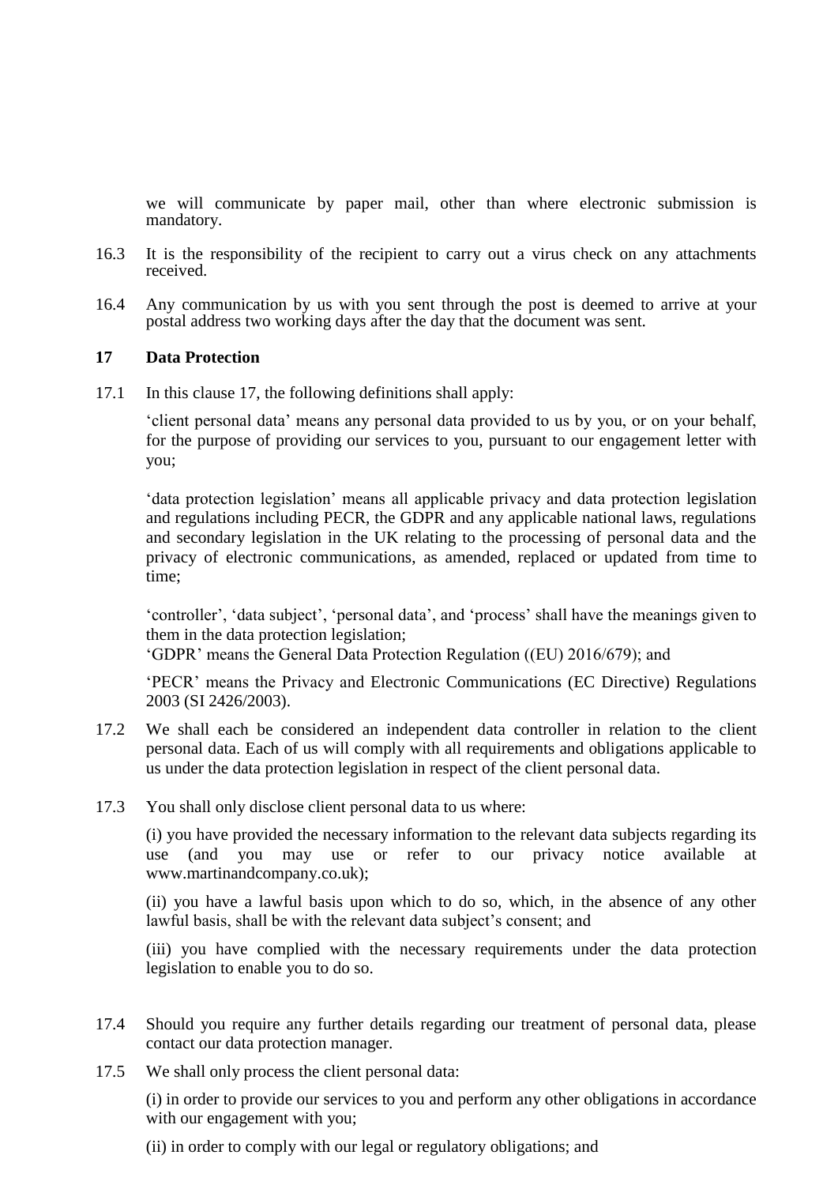we will communicate by paper mail, other than where electronic submission is mandatory.

16.3 It is the responsibility of the recipient to carry out a virus check on any attachments received.

16.4 Any communication by us with you sent through the post is deemed to arrive at your postal address two working days after the day that the document was sent.

## 17 Data Protection

17.1 In this clause 17, the following definitions shall apply:

'client personal data' means any personal data provided to us by you, or on your behalf, for the purpose of providing our services to you, pursuant to our engagement letter with you;

'data protection legislation' means all applicable privacy and data protection legislation and regulations including PECR, the GDPR and any applicable national laws, regulations and secondary legislation in the UK relating to the processing of personal data and the privacy of electronic communications, as amended, replaced or updated from time to time;

'controller', 'data subject', 'personal data', and 'process' shall have the meanings given to them in the data protection legislation;

'GDPR' means the General Data Protection Regulation ((EU) 2016/679); and

'PECR' means the Privacy and Electronic Communications (EC Directive) Regulations 2003 (SI 2426/2003).

17.2 We shall each be considered an independent data controller in relation to the client personal data. Each of us will comply with all requirements and obligations applicable to us under the data protection legislation in respect of the client personal data.

17.3 You shall only disclose client personal data to us where:

(i) you have provided the necessary information to the relevant data subjects regarding its use (and you may use or refer to our privacy notice available at www.martinandcompany.co.uk);

(ii) you have a lawful basis upon which to do so, which, in the absence of any other lawful basis, shall be with the relevant data subject's consent; and

(iii) you have complied with the necessary requirements under the data protection legislation to enable you to do so.

17.4 Should you require any further details regarding our treatment of personal data, please contact our data protection manager.

17.5 We shall only process the client personal data:

(i) in order to provide our services to you and perform any other obligations in accordance with our engagement with you;

(ii) in order to comply with our legal or regulatory obligations; and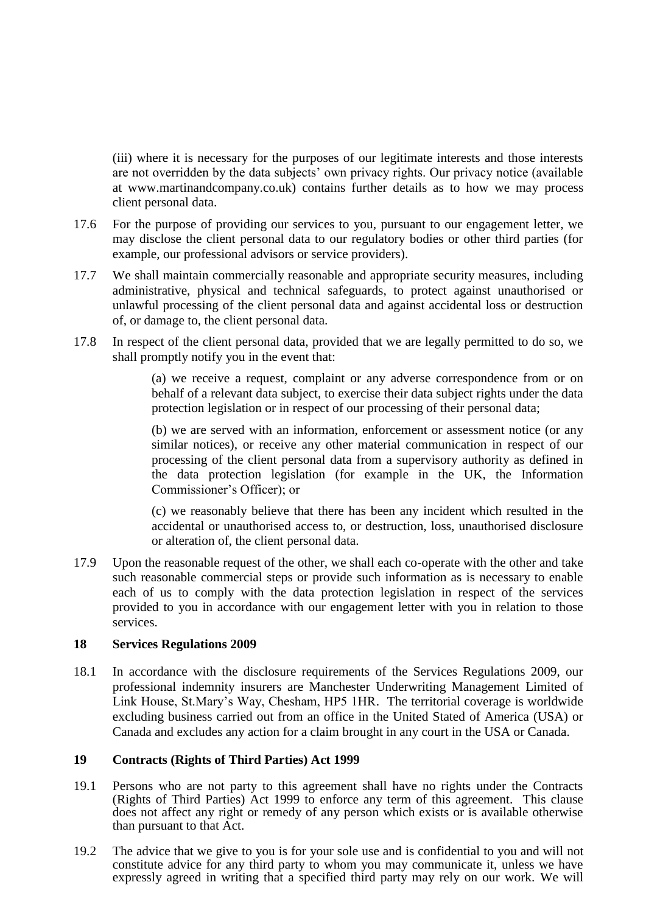(iii) where it is necessary for the purposes of our legitimate interests and those interests are not overridden by the data subjects' own privacy rights. Our privacy notice (available at www.martinandcompany.co.uk) contains further details as to how we may process client personal data.

17.6 For the purpose of providing our services to you, pursuant to our engagement letter, we may disclose the client personal data to our regulatory bodies or other third parties (for example, our professional advisors or service providers).

17.7 We shall maintain commercially reasonable and appropriate security measures, including administrative, physical and technical safeguards, to protect against unauthorised or unlawful processing of the client personal data and against accidental loss or destruction of, or damage to, the client personal data.

17.8 In respect of the client personal data, provided that we are legally permitted to do so, we shall promptly notify you in the event that:

(a) we receive a request, complaint or any adverse correspondence from or on behalf of a relevant data subject, to exercise their data subject rights under the data protection legislation or in respect of our processing of their personal data;

(b) we are served with an information, enforcement or assessment notice (or any similar notices), or receive any other material communication in respect of our processing of the client personal data from a supervisory authority as defined in the data protection legislation (for example in the UK, the Information Commissioner's Officer); or

(c) we reasonably believe that there has been any incident which resulted in the accidental or unauthorised access to, or destruction, loss, unauthorised disclosure or alteration of, the client personal data.

17.9 Upon the reasonable request of the other, we shall each co-operate with the other and take such reasonable commercial steps or provide such information as is necessary to enable each of us to comply with the data protection legislation in respect of the services provided to you in accordance with our engagement letter with you in relation to those services.

## 18 Services Regulations 2009

18.1 In accordance with the disclosure requirements of the Services Regulations 2009, our professional indemnity insurers are Manchester Underwriting Management Limited of Link House, St.Mary's Way, Chesham, HP5 1HR. The territorial coverage is worldwide excluding business carried out from an office in the United Stated of America (USA) or Canada and excludes any action for a claim brought in any court in the USA or Canada.

## 19 Contracts (Rights of Third Parties) Act 1999

19.1 Persons who are not party to this agreement shall have no rights under the Contracts (Rights of Third Parties) Act 1999 to enforce any term of this agreement. This clause does not affect any right or remedy of any person which exists or is available otherwise than pursuant to that Act.

19.2 The advice that we give to you is for your sole use and is confidential to you and will not constitute advice for any third party to whom you may communicate it, unless we have expressly agreed in writing that a specified third party may rely on our work. We will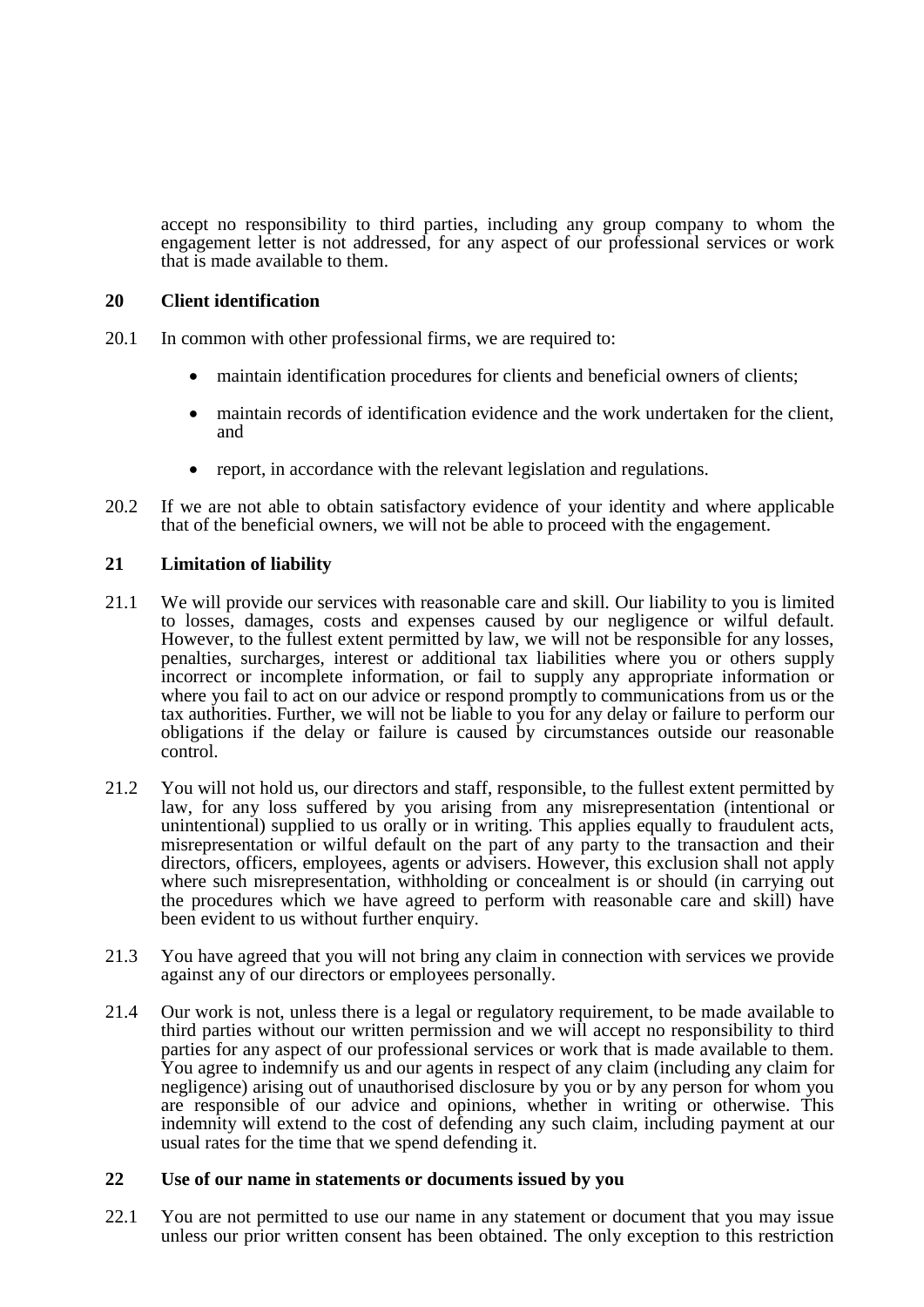accept no responsibility to third parties, including any group company to whom the engagement letter is not addressed, for any aspect of our professional services or work that is made available to them.

## 20 Client identification

20.1 In common with other professional firms, we are required to:

- maintain identification procedures for clients and beneficial owners of clients;
- maintain records of identification evidence and the work undertaken for the client, and
- report, in accordance with the relevant legislation and regulations.

20.2 If we are not able to obtain satisfactory evidence of your identity and where applicable that of the beneficial owners, we will not be able to proceed with the engagement.

## 21 Limitation of liability

21.1 We will provide our services with reasonable care and skill. Our liability to you is limited to losses, damages, costs and expenses caused by our negligence or wilful default. However, to the fullest extent permitted by law, we will not be responsible for any losses, penalties, surcharges, interest or additional tax liabilities where you or others supply incorrect or incomplete information, or fail to supply any appropriate information or where you fail to act on our advice or respond promptly to communications from us or the tax authorities. Further, we will not be liable to you for any delay or failure to perform our obligations if the delay or failure is caused by circumstances outside our reasonable control.

21.2 You will not hold us, our directors and staff, responsible, to the fullest extent permitted by law, for any loss suffered by you arising from any misrepresentation (intentional or unintentional) supplied to us orally or in writing. This applies equally to fraudulent acts, misrepresentation or wilful default on the part of any party to the transaction and their directors, officers, employees, agents or advisers. However, this exclusion shall not apply where such misrepresentation, withholding or concealment is or should (in carrying out the procedures which we have agreed to perform with reasonable care and skill) have been evident to us without further enquiry.

21.3 You have agreed that you will not bring any claim in connection with services we provide against any of our directors or employees personally.

21.4 Our work is not, unless there is a legal or regulatory requirement, to be made available to third parties without our written permission and we will accept no responsibility to third parties for any aspect of our professional services or work that is made available to them. You agree to indemnify us and our agents in respect of any claim (including any claim for negligence) arising out of unauthorised disclosure by you or by any person for whom you are responsible of our advice and opinions, whether in writing or otherwise. This indemnity will extend to the cost of defending any such claim, including payment at our usual rates for the time that we spend defending it.

## 22 Use of our name in statements or documents issued by you

22.1 You are not permitted to use our name in any statement or document that you may issue unless our prior written consent has been obtained. The only exception to this restriction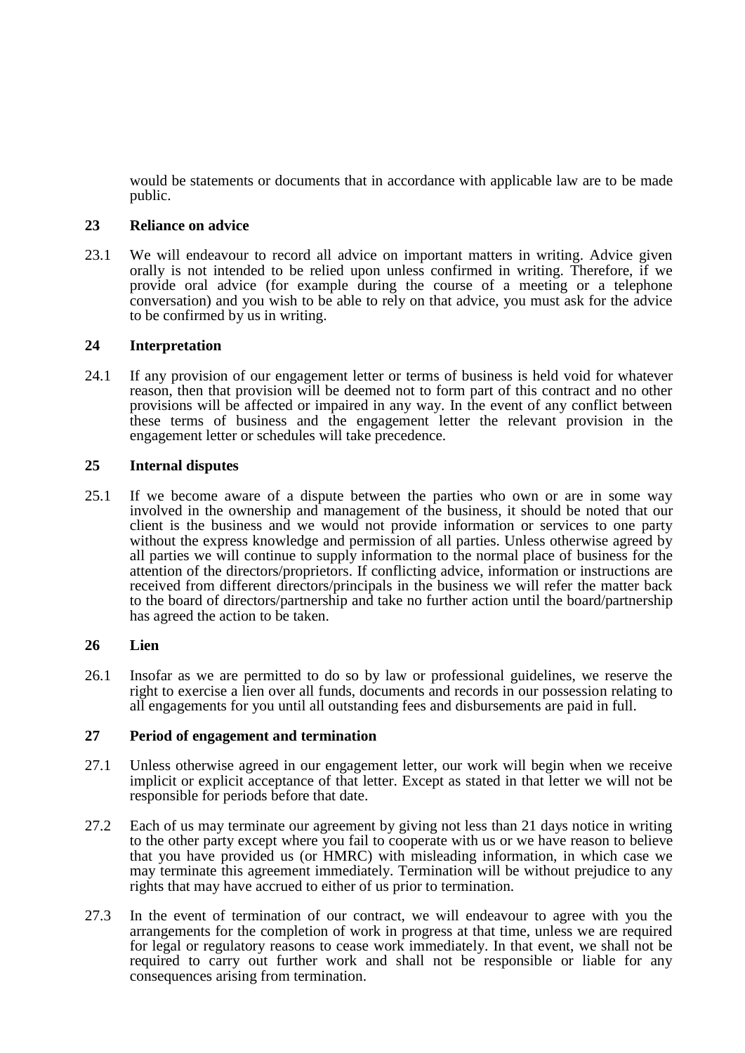would be statements or documents that in accordance with applicable law are to be made public.

## 23 Reliance on advice

23.1 We will endeavour to record all advice on important matters in writing. Advice given orally is not intended to be relied upon unless confirmed in writing. Therefore, if we provide oral advice (for example during the course of a meeting or a telephone conversation) and you wish to be able to rely on that advice, you must ask for the advice to be confirmed by us in writing.

## 24 Interpretation

24.1 If any provision of our engagement letter or terms of business is held void for whatever reason, then that provision will be deemed not to form part of this contract and no other provisions will be affected or impaired in any way. In the event of any conflict between these terms of business and the engagement letter the relevant provision in the engagement letter or schedules will take precedence.

## 25 Internal disputes

25.1 If we become aware of a dispute between the parties who own or are in some way involved in the ownership and management of the business, it should be noted that our client is the business and we would not provide information or services to one party without the express knowledge and permission of all parties. Unless otherwise agreed by all parties we will continue to supply information to the normal place of business for the attention of the directors/proprietors. If conflicting advice, information or instructions are received from different directors/principals in the business we will refer the matter back to the board of directors/partnership and take no further action until the board/partnership has agreed the action to be taken.

## 26 Lien

26.1 Insofar as we are permitted to do so by law or professional guidelines, we reserve the right to exercise a lien over all funds, documents and records in our possession relating to all engagements for you until all outstanding fees and disbursements are paid in full.

## 27 Period of engagement and termination

27.1 Unless otherwise agreed in our engagement letter, our work will begin when we receive implicit or explicit acceptance of that letter. Except as stated in that letter we will not be responsible for periods before that date.

27.2 Each of us may terminate our agreement by giving not less than 21 days notice in writing to the other party except where you fail to cooperate with us or we have reason to believe that you have provided us (or HMRC) with misleading information, in which case we may terminate this agreement immediately. Termination will be without prejudice to any rights that may have accrued to either of us prior to termination.

27.3 In the event of termination of our contract, we will endeavour to agree with you the arrangements for the completion of work in progress at that time, unless we are required for legal or regulatory reasons to cease work immediately. In that event, we shall not be required to carry out further work and shall not be responsible or liable for any consequences arising from termination.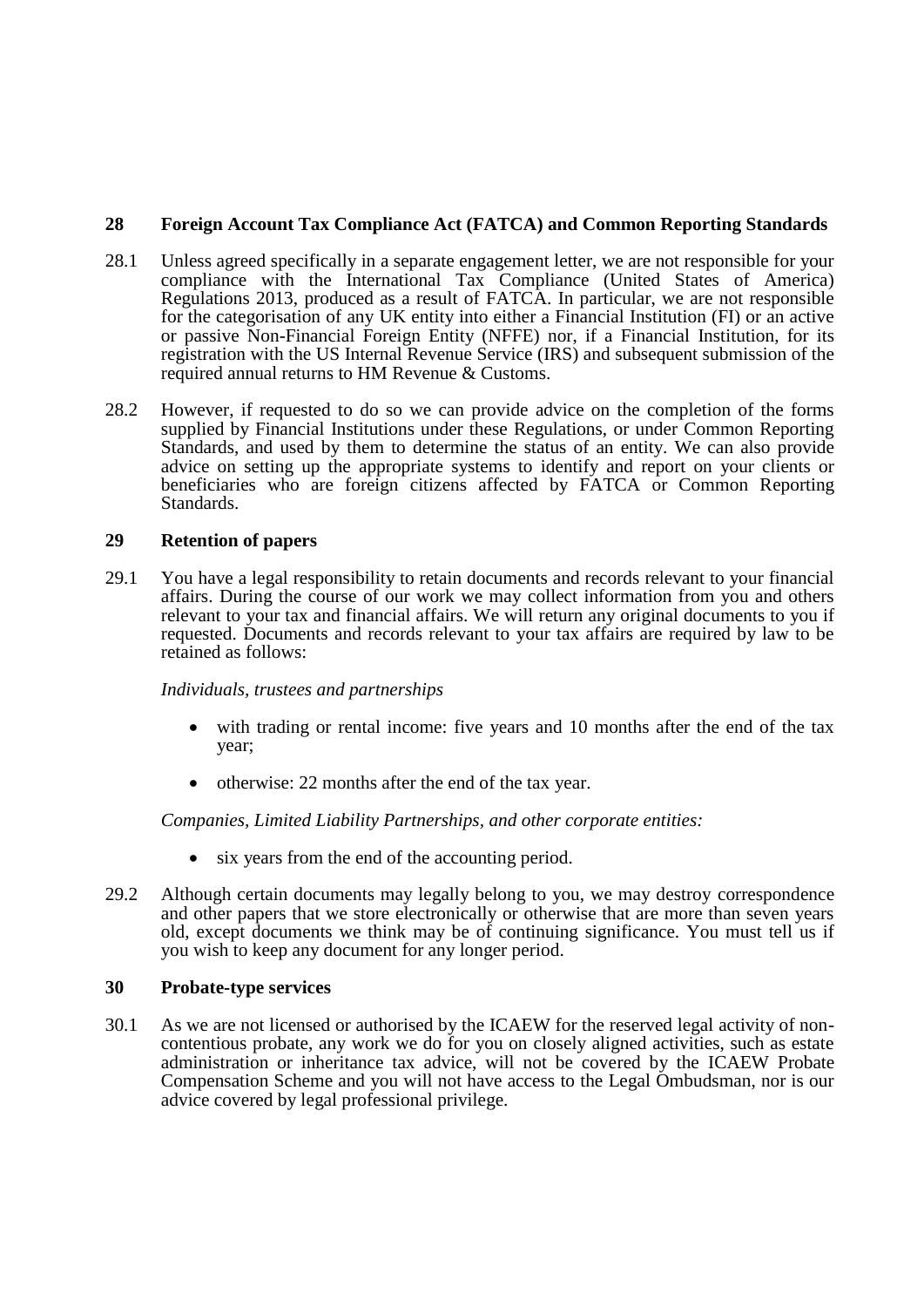## 28 Foreign Account Tax Compliance Act (FATCA) and Common Reporting Standards

28.1 Unless agreed specifically in a separate engagement letter, we are not responsible for your compliance with the International Tax Compliance (United States of America) Regulations 2013, produced as a result of FATCA. In particular, we are not responsible for the categorisation of any UK entity into either a Financial Institution (FI) or an active or passive Non-Financial Foreign Entity (NFFE) nor, if a Financial Institution, for its registration with the US Internal Revenue Service (IRS) and subsequent submission of the required annual returns to HM Revenue & Customs.

28.2 However, if requested to do so we can provide advice on the completion of the forms supplied by Financial Institutions under these Regulations, or under Common Reporting Standards, and used by them to determine the status of an entity. We can also provide advice on setting up the appropriate systems to identify and report on your clients or beneficiaries who are foreign citizens affected by FATCA or Common Reporting Standards.

## 29 Retention of papers

29.1 You have a legal responsibility to retain documents and records relevant to your financial affairs. During the course of our work we may collect information from you and others relevant to your tax and financial affairs. We will return any original documents to you if requested. Documents and records relevant to your tax affairs are required by law to be retained as follows:

*Individuals, trustees and partnerships*

- with trading or rental income: five years and 10 months after the end of the tax year;
- otherwise: 22 months after the end of the tax year.

*Companies, Limited Liability Partnerships, and other corporate entities:*

- six years from the end of the accounting period.

29.2 Although certain documents may legally belong to you, we may destroy correspondence and other papers that we store electronically or otherwise that are more than seven years old, except documents we think may be of continuing significance. You must tell us if you wish to keep any document for any longer period.

## 30 Probate-type services

30.1 As we are not licensed or authorised by the ICAEW for the reserved legal activity of non-contentious probate, any work we do for you on closely aligned activities, such as estate administration or inheritance tax advice, will not be covered by the ICAEW Probate Compensation Scheme and you will not have access to the Legal Ombudsman, nor is our advice covered by legal professional privilege.